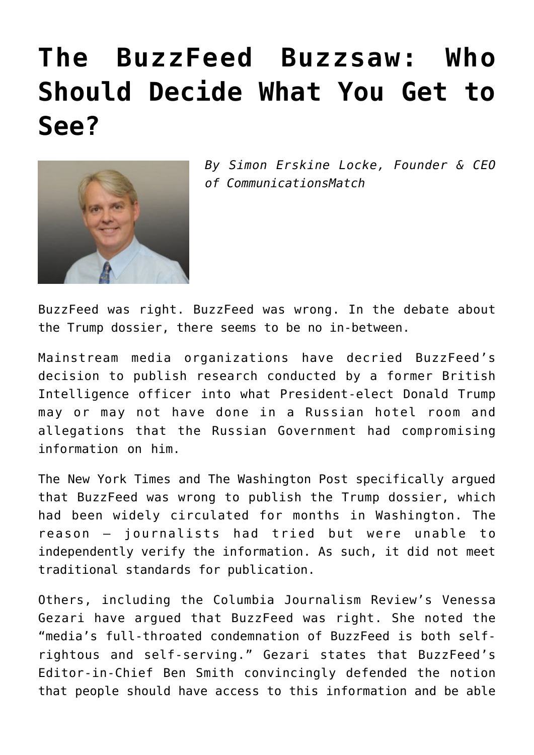# The BuzzFeed Buzzsaw: Who Should Decide What You Get to See?

*By Simon Erskine Locke, Founder & CEO of CommunicationsMatch*

BuzzFeed was right. BuzzFeed was wrong. In the debate about the Trump dossier, there seems to be no in-between.

Mainstream media organizations have decried BuzzFeed's decision to publish research conducted by a former British Intelligence officer into what President-elect Donald Trump may or may not have done in a Russian hotel room and allegations that the Russian Government had compromising information on him.

The New York Times and The Washington Post specifically argued that BuzzFeed was wrong to publish the Trump dossier, which had been widely circulated for months in Washington. The reason – journalists had tried but were unable to independently verify the information. As such, it did not meet traditional standards for publication.

Others, including the Columbia Journalism Review's Venessa Gezari have argued that BuzzFeed was right. She noted the "media's full-throated condemnation of BuzzFeed is both self-rightous and self-serving." Gezari states that BuzzFeed's Editor-in-Chief Ben Smith convincingly defended the notion that people should have access to this information and be able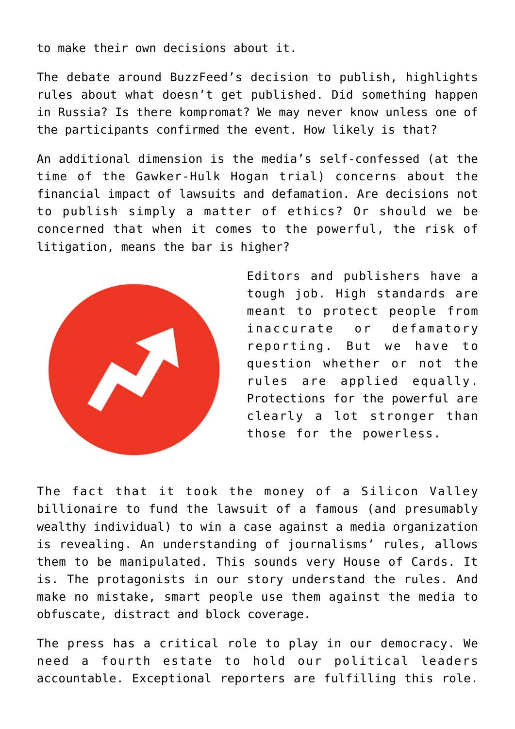to make their own decisions about it.

The debate around BuzzFeed's decision to publish, highlights rules about what doesn't get published. Did something happen in Russia? Is there kompromat? We may never know unless one of the participants confirmed the event. How likely is that?

An additional dimension is the media's self-confessed (at the time of the Gawker-Hulk Hogan trial) concerns about the financial impact of lawsuits and defamation. Are decisions not to publish simply a matter of ethics? Or should we be concerned that when it comes to the powerful, the risk of litigation, means the bar is higher?

Editors and publishers have a tough job. High standards are meant to protect people from inaccurate or defamatory reporting. But we have to question whether or not the rules are applied equally. Protections for the powerful are clearly a lot stronger than those for the powerless.

The fact that it took the money of a Silicon Valley billionaire to fund the lawsuit of a famous (and presumably wealthy individual) to win a case against a media organization is revealing. An understanding of journalisms' rules, allows them to be manipulated. This sounds very House of Cards. It is. The protagonists in our story understand the rules. And make no mistake, smart people use them against the media to obfuscate, distract and block coverage.

The press has a critical role to play in our democracy. We need a fourth estate to hold our political leaders accountable. Exceptional reporters are fulfilling this role.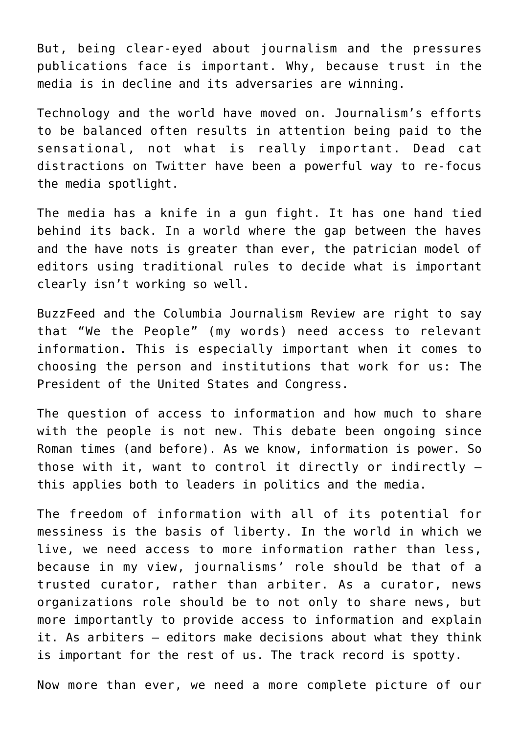But, being clear-eyed about journalism and the pressures publications face is important. Why, because trust in the media is in decline and its adversaries are winning.

Technology and the world have moved on. Journalism's efforts to be balanced often results in attention being paid to the sensational, not what is really important. Dead cat distractions on Twitter have been a powerful way to re-focus the media spotlight.

The media has a knife in a gun fight. It has one hand tied behind its back. In a world where the gap between the haves and the have nots is greater than ever, the patrician model of editors using traditional rules to decide what is important clearly isn't working so well.

BuzzFeed and the Columbia Journalism Review are right to say that "We the People" (my words) need access to relevant information. This is especially important when it comes to choosing the person and institutions that work for us: The President of the United States and Congress.

The question of access to information and how much to share with the people is not new. This debate been ongoing since Roman times (and before). As we know, information is power. So those with it, want to control it directly or indirectly – this applies both to leaders in politics and the media.

The freedom of information with all of its potential for messiness is the basis of liberty. In the world in which we live, we need access to more information rather than less, because in my view, journalisms' role should be that of a trusted curator, rather than arbiter. As a curator, news organizations role should be to not only to share news, but more importantly to provide access to information and explain it. As arbiters – editors make decisions about what they think is important for the rest of us. The track record is spotty.

Now more than ever, we need a more complete picture of our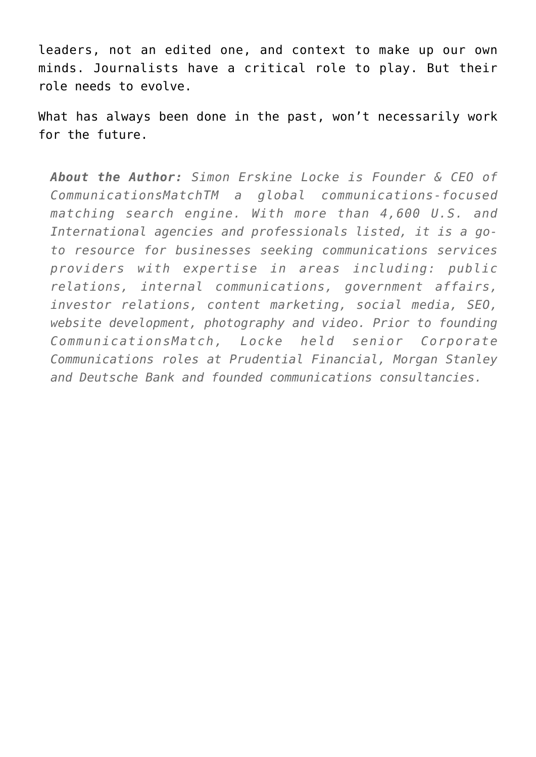leaders, not an edited one, and context to make up our own minds. Journalists have a critical role to play. But their role needs to evolve.

What has always been done in the past, won't necessarily work for the future.

***About the Author:*** *Simon Erskine Locke is Founder & CEO of CommunicationsMatchTM a global communications-focused matching search engine. With more than 4,600 U.S. and International agencies and professionals listed, it is a go-to resource for businesses seeking communications services providers with expertise in areas including: public relations, internal communications, government affairs, investor relations, content marketing, social media, SEO, website development, photography and video. Prior to founding CommunicationsMatch, Locke held senior Corporate Communications roles at Prudential Financial, Morgan Stanley and Deutsche Bank and founded communications consultancies.*